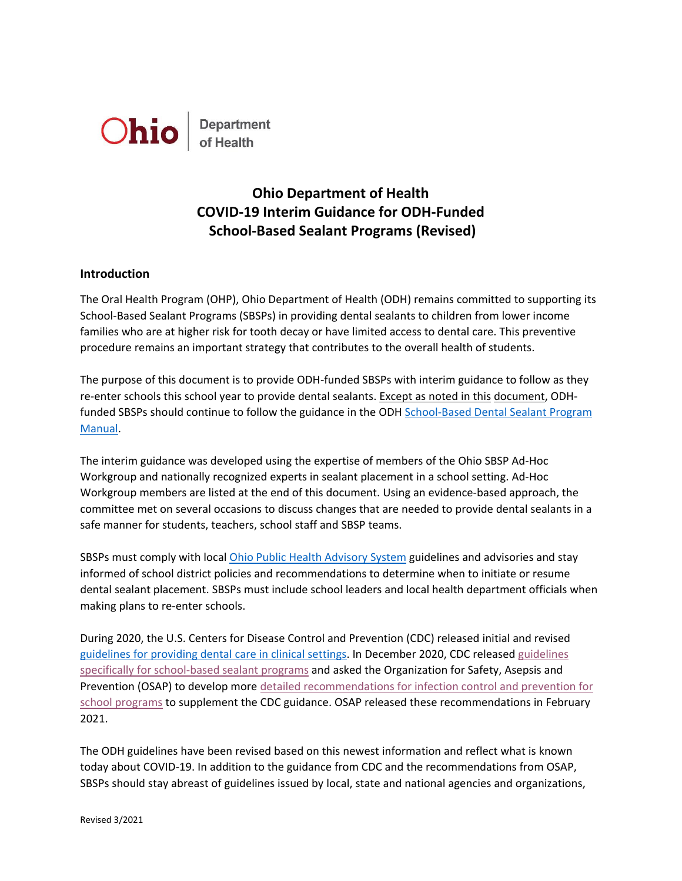Ohio | Department of Health

# Ohio Department of Health COVID-19 Interim Guidance for ODH-Funded School-Based Sealant Programs (Revised)

## Introduction

The Oral Health Program (OHP), Ohio Department of Health (ODH) remains committed to supporting its School-Based Sealant Programs (SBSPs) in providing dental sealants to children from lower income families who are at higher risk for tooth decay or have limited access to dental care. This preventive procedure remains an important strategy that contributes to the overall health of students.

The purpose of this document is to provide ODH-funded SBSPs with interim guidance to follow as they re-enter schools this school year to provide dental sealants. Except as noted in this document, ODH-funded SBSPs should continue to follow the guidance in the ODH School-Based Dental Sealant Program Manual.

The interim guidance was developed using the expertise of members of the Ohio SBSP Ad-Hoc Workgroup and nationally recognized experts in sealant placement in a school setting. Ad-Hoc Workgroup members are listed at the end of this document. Using an evidence-based approach, the committee met on several occasions to discuss changes that are needed to provide dental sealants in a safe manner for students, teachers, school staff and SBSP teams.

SBSPs must comply with local Ohio Public Health Advisory System guidelines and advisories and stay informed of school district policies and recommendations to determine when to initiate or resume dental sealant placement. SBSPs must include school leaders and local health department officials when making plans to re-enter schools.

During 2020, the U.S. Centers for Disease Control and Prevention (CDC) released initial and revised guidelines for providing dental care in clinical settings. In December 2020, CDC released guidelines specifically for school-based sealant programs and asked the Organization for Safety, Asepsis and Prevention (OSAP) to develop more detailed recommendations for infection control and prevention for school programs to supplement the CDC guidance. OSAP released these recommendations in February 2021.

The ODH guidelines have been revised based on this newest information and reflect what is known today about COVID-19. In addition to the guidance from CDC and the recommendations from OSAP, SBSPs should stay abreast of guidelines issued by local, state and national agencies and organizations,

Revised 3/2021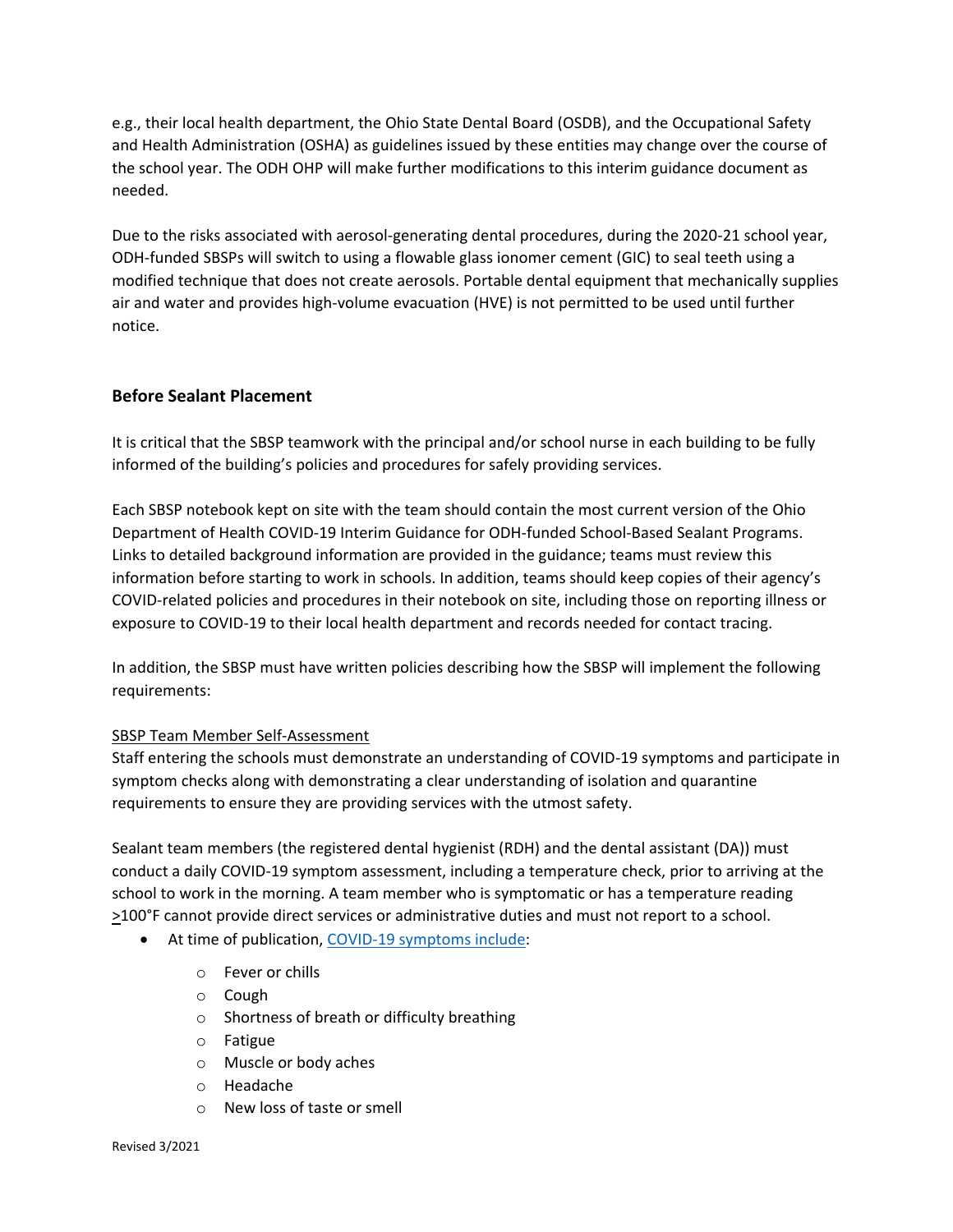e.g., their local health department, the Ohio State Dental Board (OSDB), and the Occupational Safety and Health Administration (OSHA) as guidelines issued by these entities may change over the course of the school year. The ODH OHP will make further modifications to this interim guidance document as needed.

Due to the risks associated with aerosol-generating dental procedures, during the 2020-21 school year, ODH-funded SBSPs will switch to using a flowable glass ionomer cement (GIC) to seal teeth using a modified technique that does not create aerosols. Portable dental equipment that mechanically supplies air and water and provides high-volume evacuation (HVE) is not permitted to be used until further notice.

## Before Sealant Placement

It is critical that the SBSP teamwork with the principal and/or school nurse in each building to be fully informed of the building's policies and procedures for safely providing services.

Each SBSP notebook kept on site with the team should contain the most current version of the Ohio Department of Health COVID-19 Interim Guidance for ODH-funded School-Based Sealant Programs. Links to detailed background information are provided in the guidance; teams must review this information before starting to work in schools. In addition, teams should keep copies of their agency's COVID-related policies and procedures in their notebook on site, including those on reporting illness or exposure to COVID-19 to their local health department and records needed for contact tracing.

In addition, the SBSP must have written policies describing how the SBSP will implement the following requirements:

<u>SBSP Team Member Self-Assessment</u>

Staff entering the schools must demonstrate an understanding of COVID-19 symptoms and participate in symptom checks along with demonstrating a clear understanding of isolation and quarantine requirements to ensure they are providing services with the utmost safety.

Sealant team members (the registered dental hygienist (RDH) and the dental assistant (DA)) must conduct a daily COVID-19 symptom assessment, including a temperature check, prior to arriving at the school to work in the morning. A team member who is symptomatic or has a temperature reading ≥100°F cannot provide direct services or administrative duties and must not report to a school.

- At time of publication, [COVID-19 symptoms include]():
  - Fever or chills
  - Cough
  - Shortness of breath or difficulty breathing
  - Fatigue
  - Muscle or body aches
  - Headache
  - New loss of taste or smell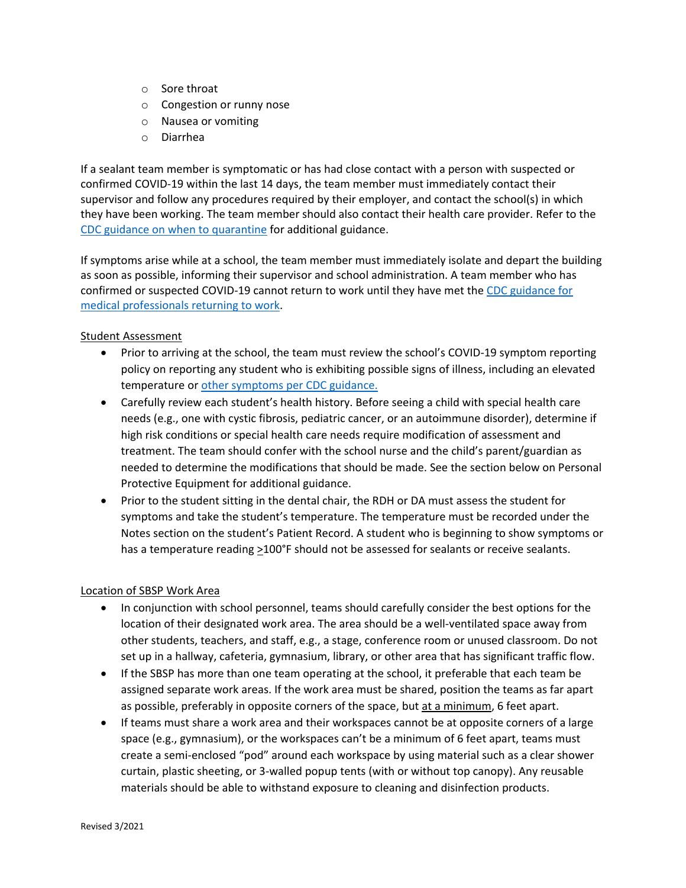- Sore throat
    - Congestion or runny nose
    - Nausea or vomiting
    - Diarrhea

If a sealant team member is symptomatic or has had close contact with a person with suspected or confirmed COVID-19 within the last 14 days, the team member must immediately contact their supervisor and follow any procedures required by their employer, and contact the school(s) in which they have been working. The team member should also contact their health care provider. Refer to the [CDC guidance on when to quarantine](#) for additional guidance.

If symptoms arise while at a school, the team member must immediately isolate and depart the building as soon as possible, informing their supervisor and school administration. A team member who has confirmed or suspected COVID-19 cannot return to work until they have met the [CDC guidance for medical professionals returning to work](#).

Student Assessment

- Prior to arriving at the school, the team must review the school's COVID-19 symptom reporting policy on reporting any student who is exhibiting possible signs of illness, including an elevated temperature or [other symptoms per CDC guidance.](#)
- Carefully review each student's health history. Before seeing a child with special health care needs (e.g., one with cystic fibrosis, pediatric cancer, or an autoimmune disorder), determine if high risk conditions or special health care needs require modification of assessment and treatment. The team should confer with the school nurse and the child's parent/guardian as needed to determine the modifications that should be made. See the section below on Personal Protective Equipment for additional guidance.
- Prior to the student sitting in the dental chair, the RDH or DA must assess the student for symptoms and take the student's temperature. The temperature must be recorded under the Notes section on the student's Patient Record. A student who is beginning to show symptoms or has a temperature reading ≥100°F should not be assessed for sealants or receive sealants.

Location of SBSP Work Area

- In conjunction with school personnel, teams should carefully consider the best options for the location of their designated work area. The area should be a well-ventilated space away from other students, teachers, and staff, e.g., a stage, conference room or unused classroom. Do not set up in a hallway, cafeteria, gymnasium, library, or other area that has significant traffic flow.
- If the SBSP has more than one team operating at the school, it preferable that each team be assigned separate work areas. If the work area must be shared, position the teams as far apart as possible, preferably in opposite corners of the space, but at a minimum, 6 feet apart.
- If teams must share a work area and their workspaces cannot be at opposite corners of a large space (e.g., gymnasium), or the workspaces can't be a minimum of 6 feet apart, teams must create a semi-enclosed "pod" around each workspace by using material such as a clear shower curtain, plastic sheeting, or 3-walled popup tents (with or without top canopy). Any reusable materials should be able to withstand exposure to cleaning and disinfection products.

Revised 3/2021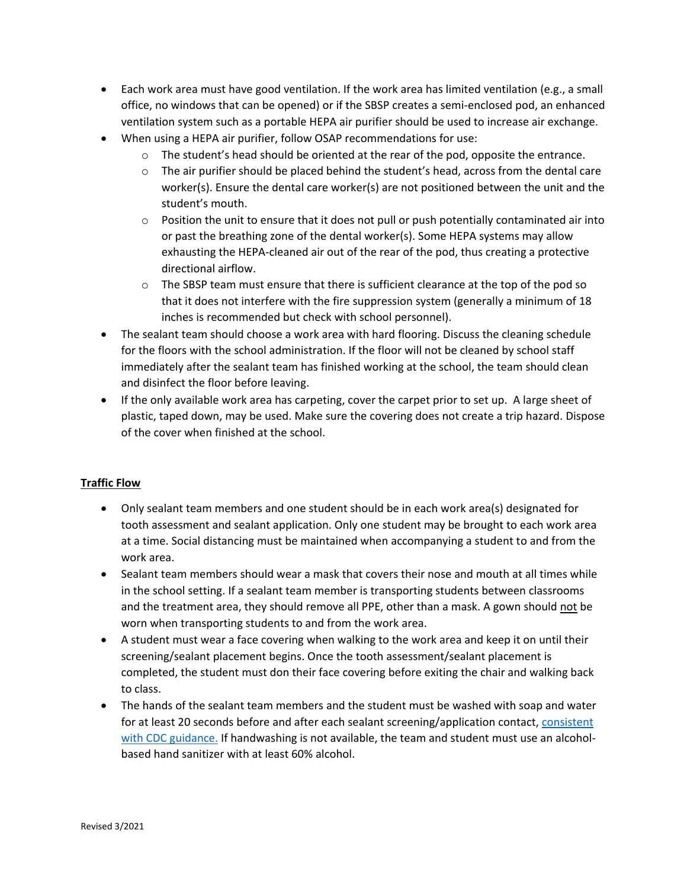- Each work area must have good ventilation. If the work area has limited ventilation (e.g., a small office, no windows that can be opened) or if the SBSP creates a semi-enclosed pod, an enhanced ventilation system such as a portable HEPA air purifier should be used to increase air exchange.
- When using a HEPA air purifier, follow OSAP recommendations for use:
  - The student's head should be oriented at the rear of the pod, opposite the entrance.
  - The air purifier should be placed behind the student's head, across from the dental care worker(s). Ensure the dental care worker(s) are not positioned between the unit and the student's mouth.
  - Position the unit to ensure that it does not pull or push potentially contaminated air into or past the breathing zone of the dental worker(s). Some HEPA systems may allow exhausting the HEPA-cleaned air out of the rear of the pod, thus creating a protective directional airflow.
  - The SBSP team must ensure that there is sufficient clearance at the top of the pod so that it does not interfere with the fire suppression system (generally a minimum of 18 inches is recommended but check with school personnel).
- The sealant team should choose a work area with hard flooring. Discuss the cleaning schedule for the floors with the school administration. If the floor will not be cleaned by school staff immediately after the sealant team has finished working at the school, the team should clean and disinfect the floor before leaving.
- If the only available work area has carpeting, cover the carpet prior to set up. A large sheet of plastic, taped down, may be used. Make sure the covering does not create a trip hazard. Dispose of the cover when finished at the school.

## Traffic Flow

- Only sealant team members and one student should be in each work area(s) designated for tooth assessment and sealant application. Only one student may be brought to each work area at a time. Social distancing must be maintained when accompanying a student to and from the work area.
- Sealant team members should wear a mask that covers their nose and mouth at all times while in the school setting. If a sealant team member is transporting students between classrooms and the treatment area, they should remove all PPE, other than a mask. A gown should <u>not</u> be worn when transporting students to and from the work area.
- A student must wear a face covering when walking to the work area and keep it on until their screening/sealant placement begins. Once the tooth assessment/sealant placement is completed, the student must don their face covering before exiting the chair and walking back to class.
- The hands of the sealant team members and the student must be washed with soap and water for at least 20 seconds before and after each sealant screening/application contact, consistent with CDC guidance. If handwashing is not available, the team and student must use an alcohol-based hand sanitizer with at least 60% alcohol.

Revised 3/2021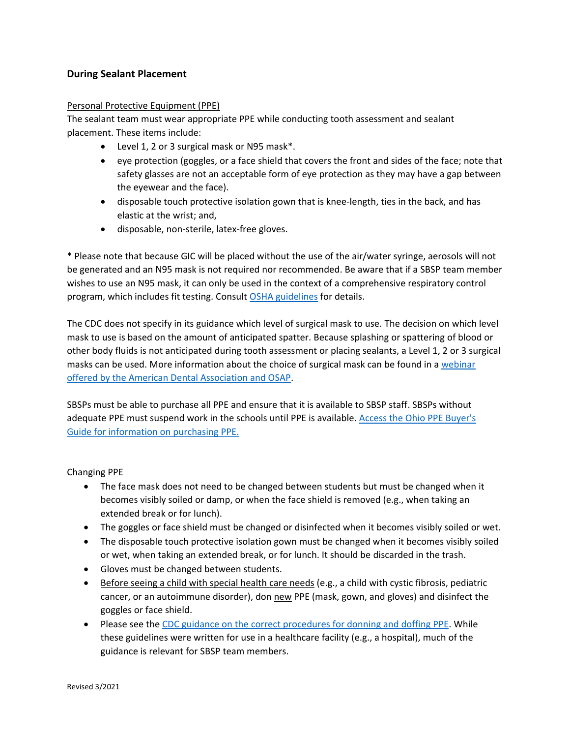## During Sealant Placement

Personal Protective Equipment (PPE)

The sealant team must wear appropriate PPE while conducting tooth assessment and sealant placement. These items include:

- Level 1, 2 or 3 surgical mask or N95 mask*.
- eye protection (goggles, or a face shield that covers the front and sides of the face; note that safety glasses are not an acceptable form of eye protection as they may have a gap between the eyewear and the face).
- disposable touch protective isolation gown that is knee-length, ties in the back, and has elastic at the wrist; and,
- disposable, non-sterile, latex-free gloves.

* Please note that because GIC will be placed without the use of the air/water syringe, aerosols will not be generated and an N95 mask is not required nor recommended. Be aware that if a SBSP team member wishes to use an N95 mask, it can only be used in the context of a comprehensive respiratory control program, which includes fit testing. Consult OSHA guidelines for details.

The CDC does not specify in its guidance which level of surgical mask to use. The decision on which level mask to use is based on the amount of anticipated spatter. Because splashing or spattering of blood or other body fluids is not anticipated during tooth assessment or placing sealants, a Level 1, 2 or 3 surgical masks can be used. More information about the choice of surgical mask can be found in a webinar offered by the American Dental Association and OSAP.

SBSPs must be able to purchase all PPE and ensure that it is available to SBSP staff. SBSPs without adequate PPE must suspend work in the schools until PPE is available. Access the Ohio PPE Buyer's Guide for information on purchasing PPE.

Changing PPE

- The face mask does not need to be changed between students but must be changed when it becomes visibly soiled or damp, or when the face shield is removed (e.g., when taking an extended break or for lunch).
- The goggles or face shield must be changed or disinfected when it becomes visibly soiled or wet.
- The disposable touch protective isolation gown must be changed when it becomes visibly soiled or wet, when taking an extended break, or for lunch. It should be discarded in the trash.
- Gloves must be changed between students.
- Before seeing a child with special health care needs (e.g., a child with cystic fibrosis, pediatric cancer, or an autoimmune disorder), don new PPE (mask, gown, and gloves) and disinfect the goggles or face shield.
- Please see the CDC guidance on the correct procedures for donning and doffing PPE. While these guidelines were written for use in a healthcare facility (e.g., a hospital), much of the guidance is relevant for SBSP team members.

Revised 3/2021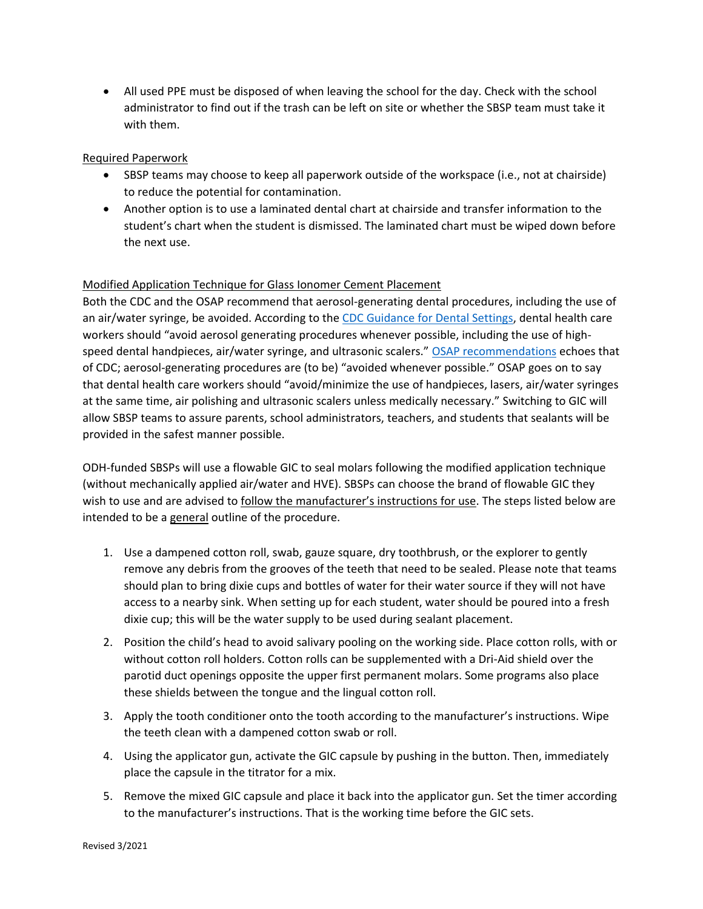- All used PPE must be disposed of when leaving the school for the day. Check with the school administrator to find out if the trash can be left on site or whether the SBSP team must take it with them.

Required Paperwork

- SBSP teams may choose to keep all paperwork outside of the workspace (i.e., not at chairside) to reduce the potential for contamination.
- Another option is to use a laminated dental chart at chairside and transfer information to the student's chart when the student is dismissed. The laminated chart must be wiped down before the next use.

Modified Application Technique for Glass Ionomer Cement Placement

Both the CDC and the OSAP recommend that aerosol-generating dental procedures, including the use of an air/water syringe, be avoided. According to the CDC Guidance for Dental Settings, dental health care workers should "avoid aerosol generating procedures whenever possible, including the use of high-speed dental handpieces, air/water syringe, and ultrasonic scalers." OSAP recommendations echoes that of CDC; aerosol-generating procedures are (to be) "avoided whenever possible." OSAP goes on to say that dental health care workers should "avoid/minimize the use of handpieces, lasers, air/water syringes at the same time, air polishing and ultrasonic scalers unless medically necessary." Switching to GIC will allow SBSP teams to assure parents, school administrators, teachers, and students that sealants will be provided in the safest manner possible.

ODH-funded SBSPs will use a flowable GIC to seal molars following the modified application technique (without mechanically applied air/water and HVE). SBSPs can choose the brand of flowable GIC they wish to use and are advised to follow the manufacturer's instructions for use. The steps listed below are intended to be a general outline of the procedure.

1. Use a dampened cotton roll, swab, gauze square, dry toothbrush, or the explorer to gently remove any debris from the grooves of the teeth that need to be sealed. Please note that teams should plan to bring dixie cups and bottles of water for their water source if they will not have access to a nearby sink. When setting up for each student, water should be poured into a fresh dixie cup; this will be the water supply to be used during sealant placement.
2. Position the child's head to avoid salivary pooling on the working side. Place cotton rolls, with or without cotton roll holders. Cotton rolls can be supplemented with a Dri-Aid shield over the parotid duct openings opposite the upper first permanent molars. Some programs also place these shields between the tongue and the lingual cotton roll.
3. Apply the tooth conditioner onto the tooth according to the manufacturer's instructions. Wipe the teeth clean with a dampened cotton swab or roll.
4. Using the applicator gun, activate the GIC capsule by pushing in the button. Then, immediately place the capsule in the titrator for a mix.
5. Remove the mixed GIC capsule and place it back into the applicator gun. Set the timer according to the manufacturer's instructions. That is the working time before the GIC sets.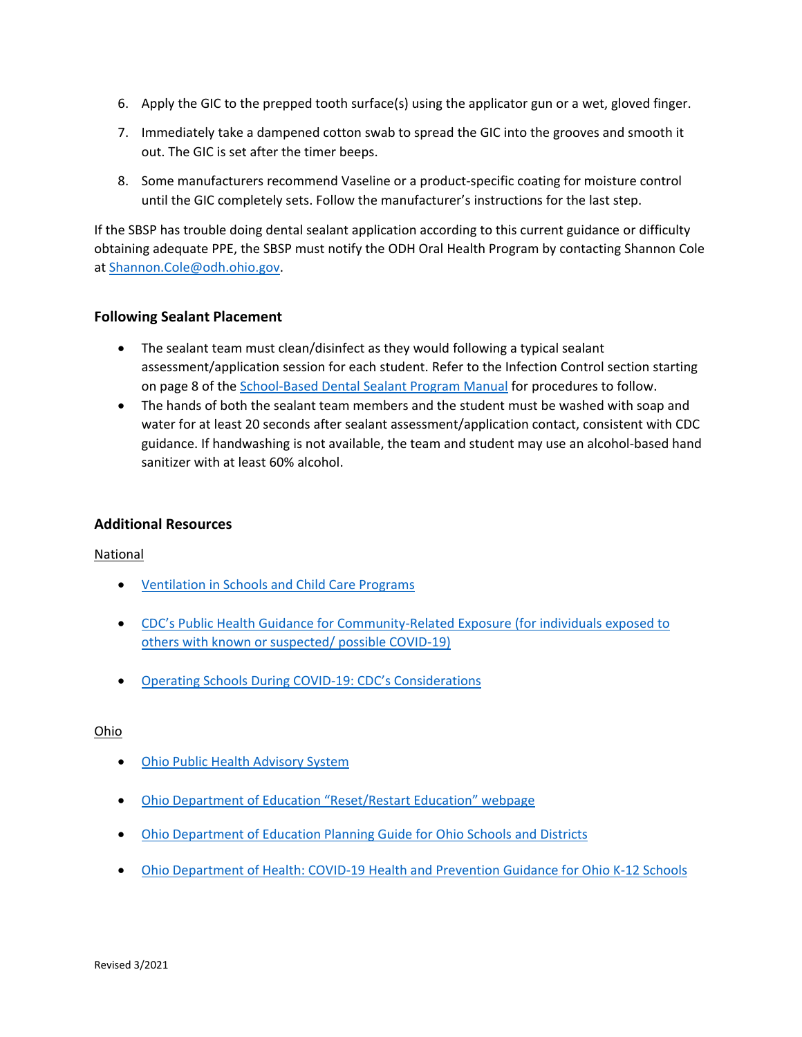6. Apply the GIC to the prepped tooth surface(s) using the applicator gun or a wet, gloved finger.
7. Immediately take a dampened cotton swab to spread the GIC into the grooves and smooth it out. The GIC is set after the timer beeps.
8. Some manufacturers recommend Vaseline or a product-specific coating for moisture control until the GIC completely sets. Follow the manufacturer's instructions for the last step.

If the SBSP has trouble doing dental sealant application according to this current guidance or difficulty obtaining adequate PPE, the SBSP must notify the ODH Oral Health Program by contacting Shannon Cole at Shannon.Cole@odh.ohio.gov.

### Following Sealant Placement

- The sealant team must clean/disinfect as they would following a typical sealant assessment/application session for each student. Refer to the Infection Control section starting on page 8 of the School-Based Dental Sealant Program Manual for procedures to follow.
- The hands of both the sealant team members and the student must be washed with soap and water for at least 20 seconds after sealant assessment/application contact, consistent with CDC guidance. If handwashing is not available, the team and student may use an alcohol-based hand sanitizer with at least 60% alcohol.

### Additional Resources

National

- Ventilation in Schools and Child Care Programs
- CDC's Public Health Guidance for Community-Related Exposure (for individuals exposed to others with known or suspected/ possible COVID-19)
- Operating Schools During COVID-19: CDC's Considerations

Ohio

- Ohio Public Health Advisory System
- Ohio Department of Education "Reset/Restart Education" webpage
- Ohio Department of Education Planning Guide for Ohio Schools and Districts
- Ohio Department of Health: COVID-19 Health and Prevention Guidance for Ohio K-12 Schools

Revised 3/2021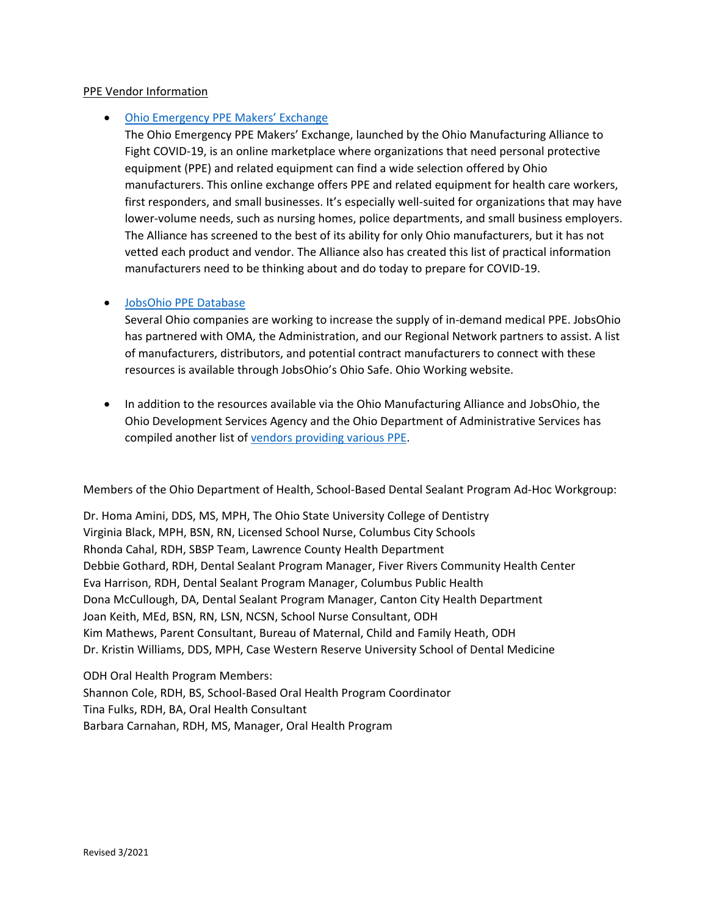PPE Vendor Information

- [Ohio Emergency PPE Makers' Exchange](#)
  The Ohio Emergency PPE Makers' Exchange, launched by the Ohio Manufacturing Alliance to Fight COVID-19, is an online marketplace where organizations that need personal protective equipment (PPE) and related equipment can find a wide selection offered by Ohio manufacturers. This online exchange offers PPE and related equipment for health care workers, first responders, and small businesses. It's especially well-suited for organizations that may have lower-volume needs, such as nursing homes, police departments, and small business employers. The Alliance has screened to the best of its ability for only Ohio manufacturers, but it has not vetted each product and vendor. The Alliance also has created this list of practical information manufacturers need to be thinking about and do today to prepare for COVID-19.

- [JobsOhio PPE Database](#)
  Several Ohio companies are working to increase the supply of in-demand medical PPE. JobsOhio has partnered with OMA, the Administration, and our Regional Network partners to assist. A list of manufacturers, distributors, and potential contract manufacturers to connect with these resources is available through JobsOhio's Ohio Safe. Ohio Working website.

- In addition to the resources available via the Ohio Manufacturing Alliance and JobsOhio, the Ohio Development Services Agency and the Ohio Department of Administrative Services has compiled another list of [vendors providing various PPE](#).

Members of the Ohio Department of Health, School-Based Dental Sealant Program Ad-Hoc Workgroup:

Dr. Homa Amini, DDS, MS, MPH, The Ohio State University College of Dentistry
Virginia Black, MPH, BSN, RN, Licensed School Nurse, Columbus City Schools
Rhonda Cahal, RDH, SBSP Team, Lawrence County Health Department
Debbie Gothard, RDH, Dental Sealant Program Manager, Fiver Rivers Community Health Center
Eva Harrison, RDH, Dental Sealant Program Manager, Columbus Public Health
Dona McCullough, DA, Dental Sealant Program Manager, Canton City Health Department
Joan Keith, MEd, BSN, RN, LSN, NCSN, School Nurse Consultant, ODH
Kim Mathews, Parent Consultant, Bureau of Maternal, Child and Family Heath, ODH
Dr. Kristin Williams, DDS, MPH, Case Western Reserve University School of Dental Medicine

ODH Oral Health Program Members:
Shannon Cole, RDH, BS, School-Based Oral Health Program Coordinator
Tina Fulks, RDH, BA, Oral Health Consultant
Barbara Carnahan, RDH, MS, Manager, Oral Health Program

Revised 3/2021